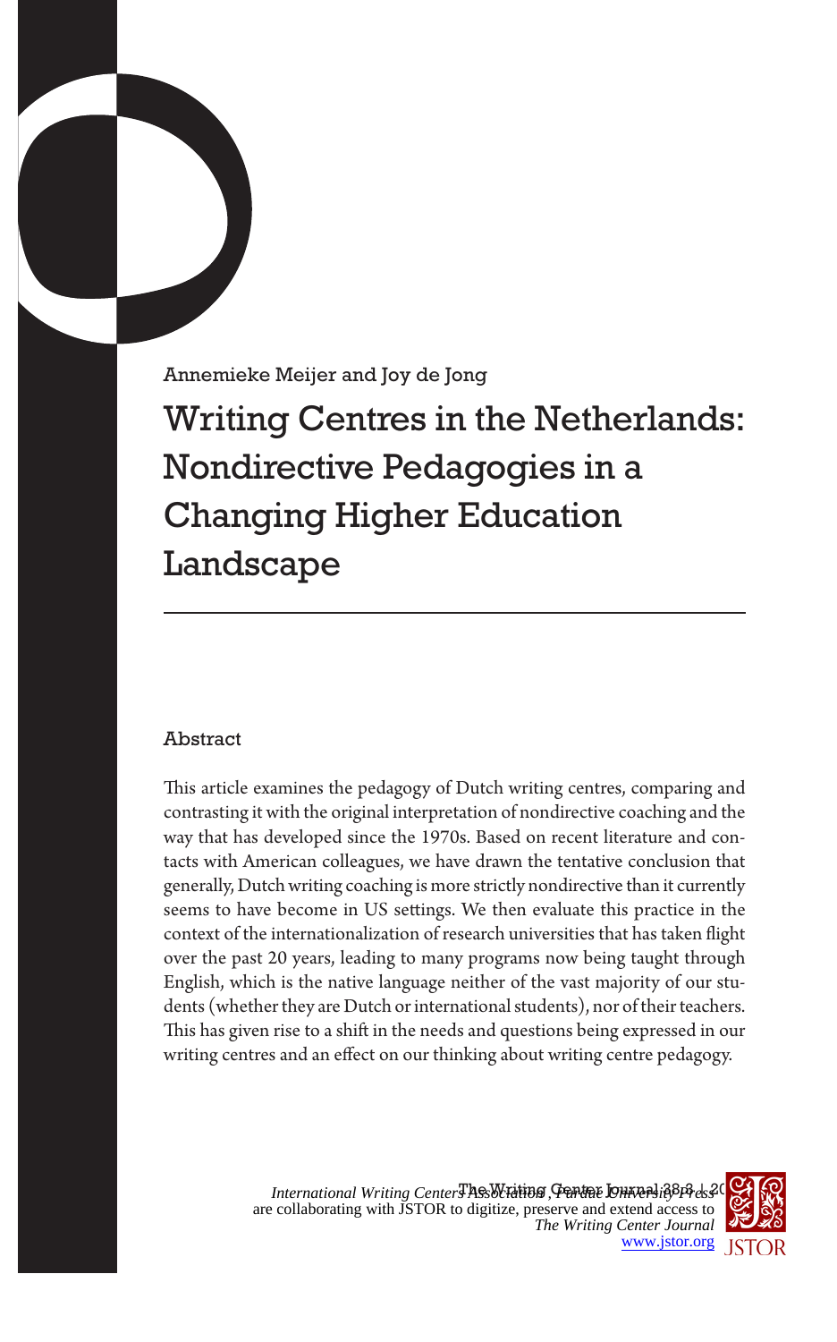Annemieke Meijer and Joy de Jong

# Writing Centres in the Netherlands: Nondirective Pedagogies in a Changing Higher Education Landscape

## Abstract

This article examines the pedagogy of Dutch writing centres, comparing and contrasting it with the original interpretation of nondirective coaching and the way that has developed since the 1970s. Based on recent literature and contacts with American colleagues, we have drawn the tentative conclusion that generally, Dutch writing coaching is more strictly nondirective than it currently seems to have become in US settings. We then evaluate this practice in the context of the internationalization of research universities that has taken flight over the past 20 years, leading to many programs now being taught through English, which is the native language neither of the vast majority of our students (whether they are Dutch or international students), nor of their teachers. This has given rise to a shift in the needs and questions being expressed in our writing centres and an effect on our thinking about writing centre pedagogy.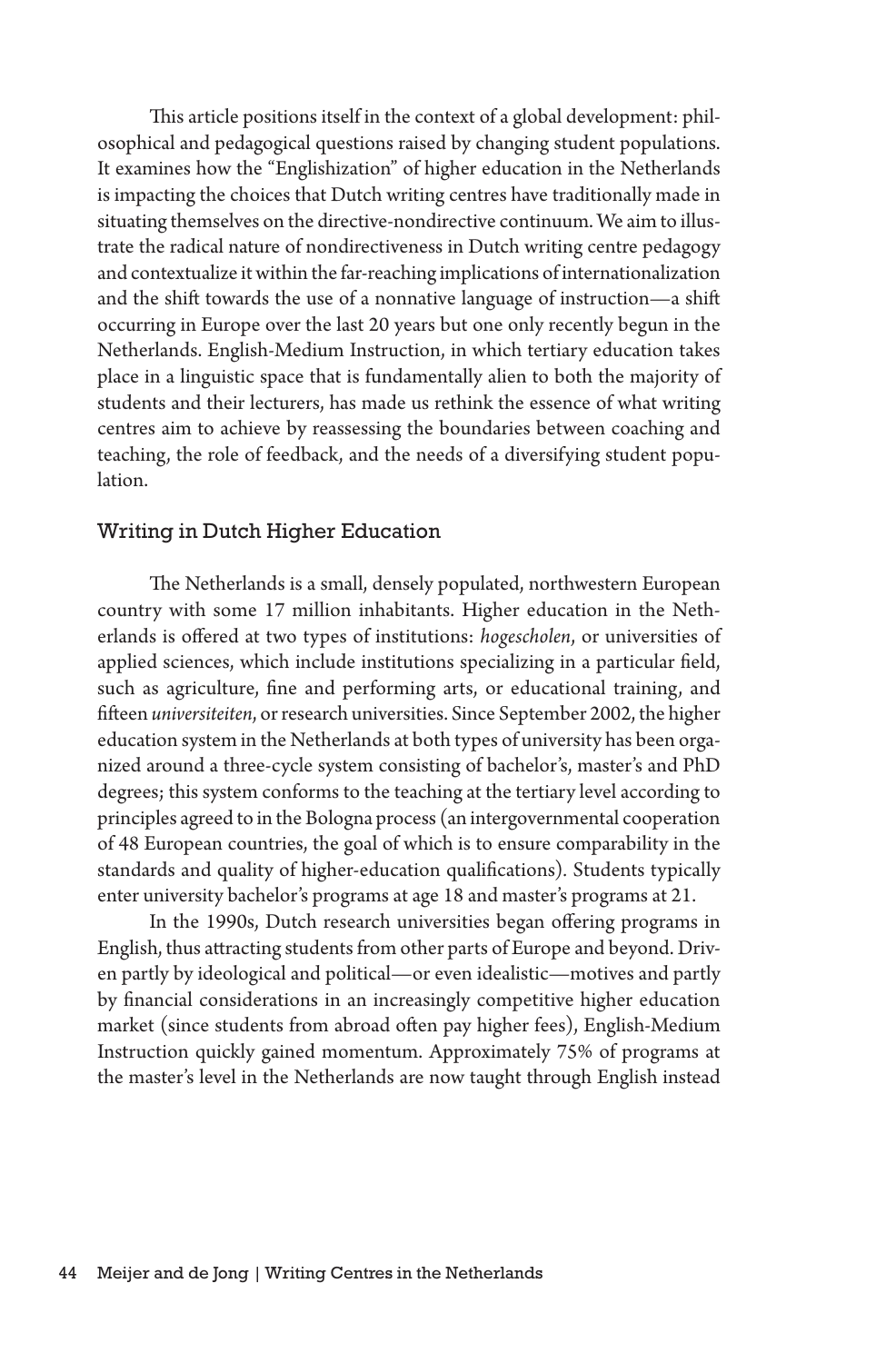This article positions itself in the context of a global development: philosophical and pedagogical questions raised by changing student populations. It examines how the "Englishization" of higher education in the Netherlands is impacting the choices that Dutch writing centres have traditionally made in situating themselves on the directive-nondirective continuum. We aim to illustrate the radical nature of nondirectiveness in Dutch writing centre pedagogy and contextualize it within the far-reaching implications of internationalization and the shift towards the use of a nonnative language of instruction—a shift occurring in Europe over the last 20 years but one only recently begun in the Netherlands. English-Medium Instruction, in which tertiary education takes place in a linguistic space that is fundamentally alien to both the majority of students and their lecturers, has made us rethink the essence of what writing centres aim to achieve by reassessing the boundaries between coaching and teaching, the role of feedback, and the needs of a diversifying student population.

## Writing in Dutch Higher Education

The Netherlands is a small, densely populated, northwestern European country with some 17 million inhabitants. Higher education in the Netherlands is offered at two types of institutions: *hogescholen*, or universities of applied sciences, which include institutions specializing in a particular field, such as agriculture, fine and performing arts, or educational training, and fifteen *universiteiten*, or research universities. Since September 2002, the higher education system in the Netherlands at both types of university has been organized around a three-cycle system consisting of bachelor's, master's and PhD degrees; this system conforms to the teaching at the tertiary level according to principles agreed to in the Bologna process (an intergovernmental cooperation of 48 European countries, the goal of which is to ensure comparability in the standards and quality of higher-education qualifications). Students typically enter university bachelor's programs at age 18 and master's programs at 21.

In the 1990s, Dutch research universities began offering programs in English, thus attracting students from other parts of Europe and beyond. Driven partly by ideological and political—or even idealistic—motives and partly by financial considerations in an increasingly competitive higher education market (since students from abroad often pay higher fees), English-Medium Instruction quickly gained momentum. Approximately 75% of programs at the master's level in the Netherlands are now taught through English instead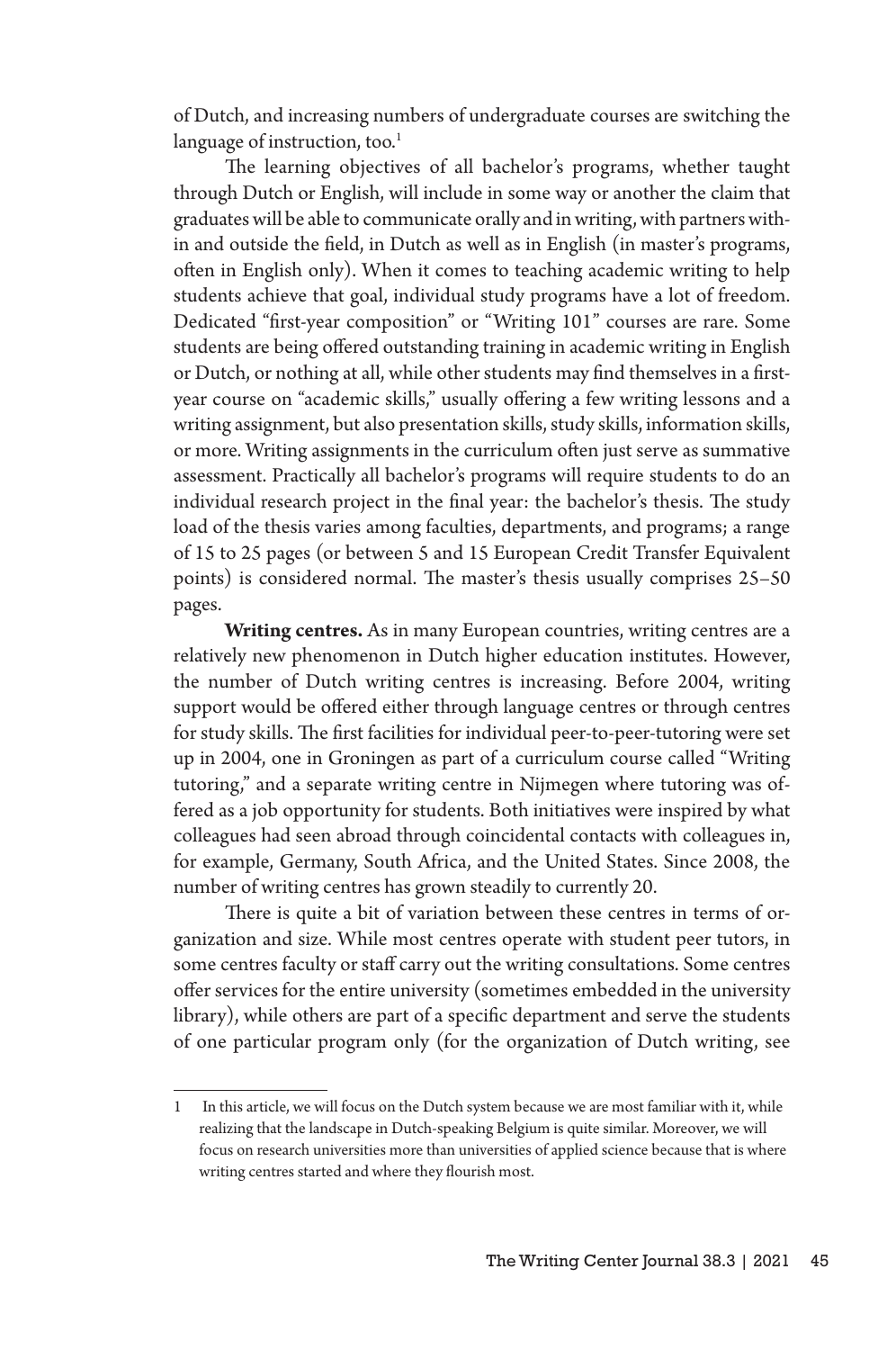of Dutch, and increasing numbers of undergraduate courses are switching the language of instruction, too.[1]

The learning objectives of all bachelor's programs, whether taught through Dutch or English, will include in some way or another the claim that graduates will be able to communicate orally and in writing, with partners within and outside the field, in Dutch as well as in English (in master's programs, often in English only). When it comes to teaching academic writing to help students achieve that goal, individual study programs have a lot of freedom. Dedicated "first-year composition" or "Writing 101" courses are rare. Some students are being offered outstanding training in academic writing in English or Dutch, or nothing at all, while other students may find themselves in a first-year course on "academic skills," usually offering a few writing lessons and a writing assignment, but also presentation skills, study skills, information skills, or more. Writing assignments in the curriculum often just serve as summative assessment. Practically all bachelor's programs will require students to do an individual research project in the final year: the bachelor's thesis. The study load of the thesis varies among faculties, departments, and programs; a range of 15 to 25 pages (or between 5 and 15 European Credit Transfer Equivalent points) is considered normal. The master's thesis usually comprises 25–50 pages.

**Writing centres.** As in many European countries, writing centres are a relatively new phenomenon in Dutch higher education institutes. However, the number of Dutch writing centres is increasing. Before 2004, writing support would be offered either through language centres or through centres for study skills. The first facilities for individual peer-to-peer-tutoring were set up in 2004, one in Groningen as part of a curriculum course called "Writing tutoring," and a separate writing centre in Nijmegen where tutoring was offered as a job opportunity for students. Both initiatives were inspired by what colleagues had seen abroad through coincidental contacts with colleagues in, for example, Germany, South Africa, and the United States. Since 2008, the number of writing centres has grown steadily to currently 20.

There is quite a bit of variation between these centres in terms of organization and size. While most centres operate with student peer tutors, in some centres faculty or staff carry out the writing consultations. Some centres offer services for the entire university (sometimes embedded in the university library), while others are part of a specific department and serve the students of one particular program only (for the organization of Dutch writing, see

---

1 In this article, we will focus on the Dutch system because we are most familiar with it, while realizing that the landscape in Dutch-speaking Belgium is quite similar. Moreover, we will focus on research universities more than universities of applied science because that is where writing centres started and where they flourish most.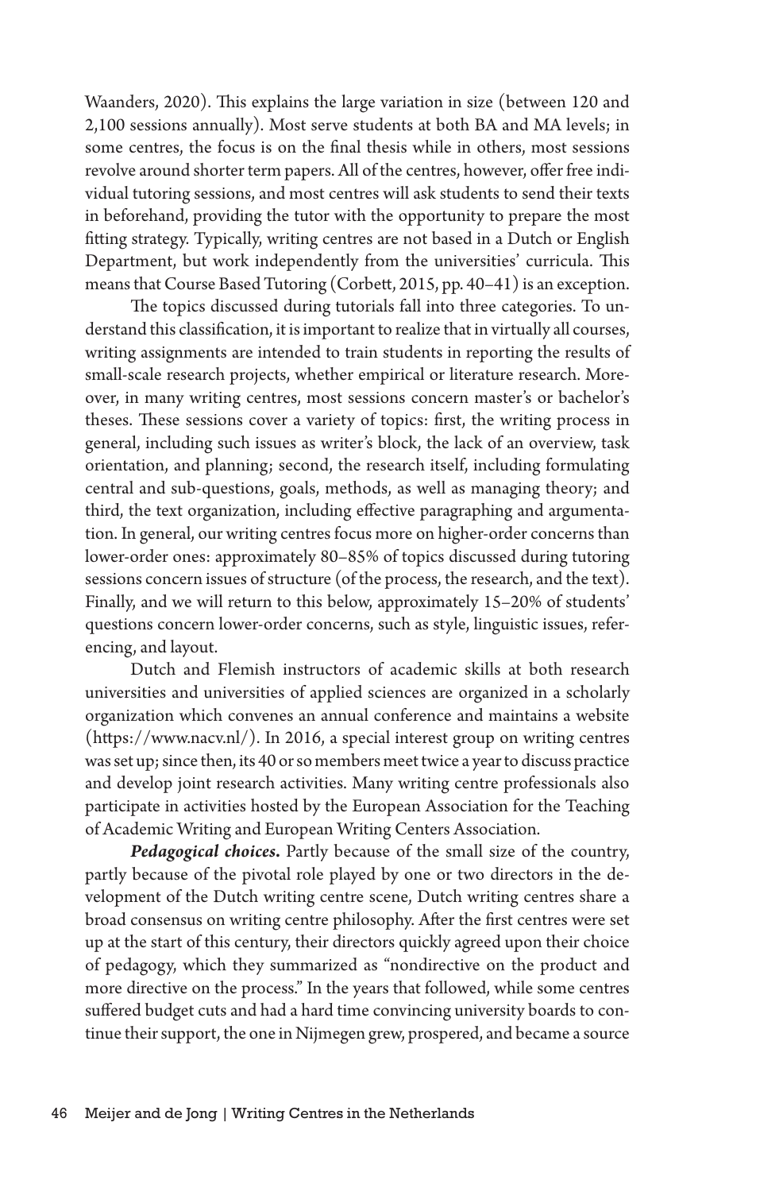Waanders, 2020). This explains the large variation in size (between 120 and 2,100 sessions annually). Most serve students at both BA and MA levels; in some centres, the focus is on the final thesis while in others, most sessions revolve around shorter term papers. All of the centres, however, offer free individual tutoring sessions, and most centres will ask students to send their texts in beforehand, providing the tutor with the opportunity to prepare the most fitting strategy. Typically, writing centres are not based in a Dutch or English Department, but work independently from the universities' curricula. This means that Course Based Tutoring (Corbett, 2015, pp. 40–41) is an exception.

The topics discussed during tutorials fall into three categories. To understand this classification, it is important to realize that in virtually all courses, writing assignments are intended to train students in reporting the results of small-scale research projects, whether empirical or literature research. Moreover, in many writing centres, most sessions concern master's or bachelor's theses. These sessions cover a variety of topics: first, the writing process in general, including such issues as writer's block, the lack of an overview, task orientation, and planning; second, the research itself, including formulating central and sub-questions, goals, methods, as well as managing theory; and third, the text organization, including effective paragraphing and argumentation. In general, our writing centres focus more on higher-order concerns than lower-order ones: approximately 80–85% of topics discussed during tutoring sessions concern issues of structure (of the process, the research, and the text). Finally, and we will return to this below, approximately 15–20% of students' questions concern lower-order concerns, such as style, linguistic issues, referencing, and layout.

Dutch and Flemish instructors of academic skills at both research universities and universities of applied sciences are organized in a scholarly organization which convenes an annual conference and maintains a website (https://www.nacv.nl/). In 2016, a special interest group on writing centres was set up; since then, its 40 or so members meet twice a year to discuss practice and develop joint research activities. Many writing centre professionals also participate in activities hosted by the European Association for the Teaching of Academic Writing and European Writing Centers Association.

***Pedagogical choices.*** Partly because of the small size of the country, partly because of the pivotal role played by one or two directors in the development of the Dutch writing centre scene, Dutch writing centres share a broad consensus on writing centre philosophy. After the first centres were set up at the start of this century, their directors quickly agreed upon their choice of pedagogy, which they summarized as "nondirective on the product and more directive on the process." In the years that followed, while some centres suffered budget cuts and had a hard time convincing university boards to continue their support, the one in Nijmegen grew, prospered, and became a source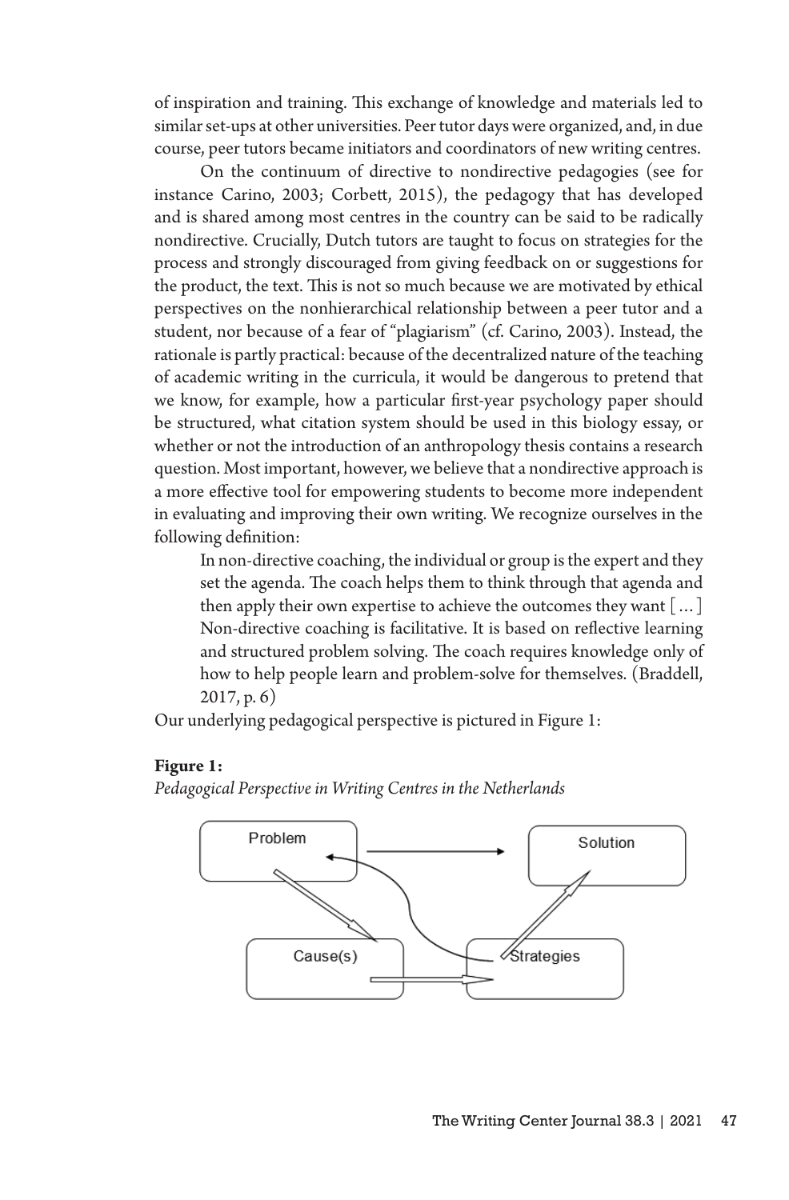of inspiration and training. This exchange of knowledge and materials led to similar set-ups at other universities. Peer tutor days were organized, and, in due course, peer tutors became initiators and coordinators of new writing centres.

On the continuum of directive to nondirective pedagogies (see for instance Carino, 2003; Corbett, 2015), the pedagogy that has developed and is shared among most centres in the country can be said to be radically nondirective. Crucially, Dutch tutors are taught to focus on strategies for the process and strongly discouraged from giving feedback on or suggestions for the product, the text. This is not so much because we are motivated by ethical perspectives on the nonhierarchical relationship between a peer tutor and a student, nor because of a fear of "plagiarism" (cf. Carino, 2003). Instead, the rationale is partly practical: because of the decentralized nature of the teaching of academic writing in the curricula, it would be dangerous to pretend that we know, for example, how a particular first-year psychology paper should be structured, what citation system should be used in this biology essay, or whether or not the introduction of an anthropology thesis contains a research question. Most important, however, we believe that a nondirective approach is a more effective tool for empowering students to become more independent in evaluating and improving their own writing. We recognize ourselves in the following definition:

> In non-directive coaching, the individual or group is the expert and they set the agenda. The coach helps them to think through that agenda and then apply their own expertise to achieve the outcomes they want [...] Non-directive coaching is facilitative. It is based on reflective learning and structured problem solving. The coach requires knowledge only of how to help people learn and problem-solve for themselves. (Braddell, 2017, p. 6)

Our underlying pedagogical perspective is pictured in Figure 1:

**Figure 1:**
*Pedagogical Perspective in Writing Centres in the Netherlands*

Problem → Solution; Problem → Cause(s); Cause(s) → Strategies; Strategies → Problem; Strategies → Solution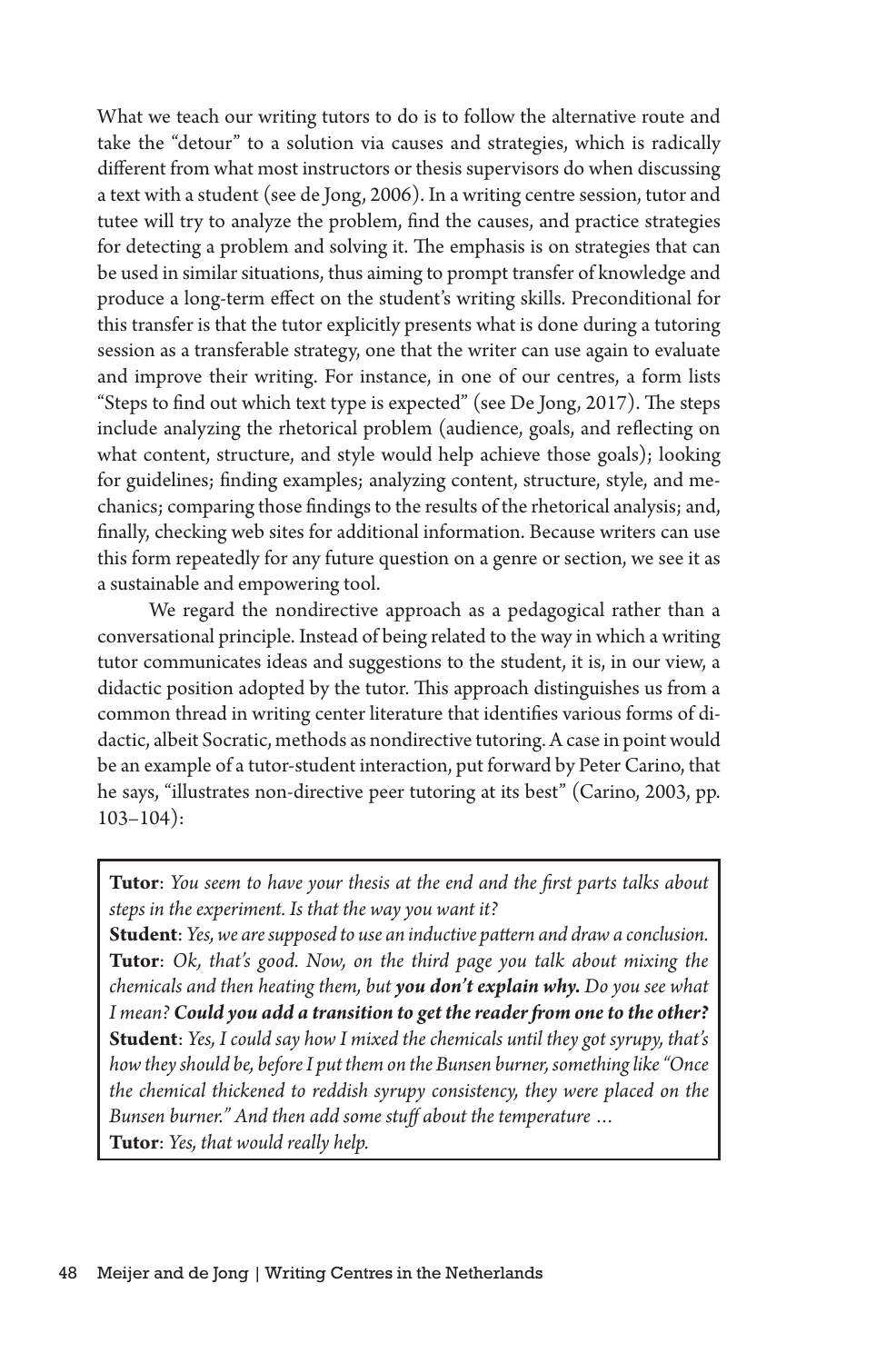What we teach our writing tutors to do is to follow the alternative route and take the "detour" to a solution via causes and strategies, which is radically different from what most instructors or thesis supervisors do when discussing a text with a student (see de Jong, 2006). In a writing centre session, tutor and tutee will try to analyze the problem, find the causes, and practice strategies for detecting a problem and solving it. The emphasis is on strategies that can be used in similar situations, thus aiming to prompt transfer of knowledge and produce a long-term effect on the student's writing skills. Preconditional for this transfer is that the tutor explicitly presents what is done during a tutoring session as a transferable strategy, one that the writer can use again to evaluate and improve their writing. For instance, in one of our centres, a form lists "Steps to find out which text type is expected" (see De Jong, 2017). The steps include analyzing the rhetorical problem (audience, goals, and reflecting on what content, structure, and style would help achieve those goals); looking for guidelines; finding examples; analyzing content, structure, style, and mechanics; comparing those findings to the results of the rhetorical analysis; and, finally, checking web sites for additional information. Because writers can use this form repeatedly for any future question on a genre or section, we see it as a sustainable and empowering tool.

We regard the nondirective approach as a pedagogical rather than a conversational principle. Instead of being related to the way in which a writing tutor communicates ideas and suggestions to the student, it is, in our view, a didactic position adopted by the tutor. This approach distinguishes us from a common thread in writing center literature that identifies various forms of didactic, albeit Socratic, methods as nondirective tutoring. A case in point would be an example of a tutor-student interaction, put forward by Peter Carino, that he says, "illustrates non-directive peer tutoring at its best" (Carino, 2003, pp. 103–104):

> **Tutor**: *You seem to have your thesis at the end and the first parts talks about steps in the experiment. Is that the way you want it?*
> **Student**: *Yes, we are supposed to use an inductive pattern and draw a conclusion.*
> **Tutor**: *Ok, that's good. Now, on the third page you talk about mixing the chemicals and then heating them, but* ***you don't explain why.*** *Do you see what I mean?* ***Could you add a transition to get the reader from one to the other?***
> **Student**: *Yes, I could say how I mixed the chemicals until they got syrupy, that's how they should be, before I put them on the Bunsen burner, something like "Once the chemical thickened to reddish syrupy consistency, they were placed on the Bunsen burner." And then add some stuff about the temperature …*
> **Tutor**: *Yes, that would really help.*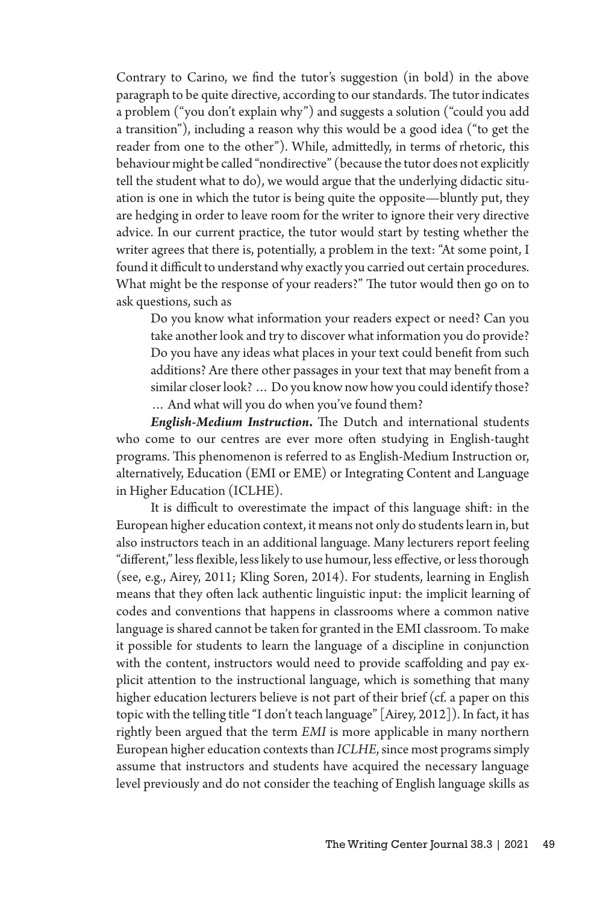Contrary to Carino, we find the tutor's suggestion (in bold) in the above paragraph to be quite directive, according to our standards. The tutor indicates a problem ("you don't explain why") and suggests a solution ("could you add a transition"), including a reason why this would be a good idea ("to get the reader from one to the other"). While, admittedly, in terms of rhetoric, this behaviour might be called "nondirective" (because the tutor does not explicitly tell the student what to do), we would argue that the underlying didactic situation is one in which the tutor is being quite the opposite—bluntly put, they are hedging in order to leave room for the writer to ignore their very directive advice. In our current practice, the tutor would start by testing whether the writer agrees that there is, potentially, a problem in the text: "At some point, I found it difficult to understand why exactly you carried out certain procedures. What might be the response of your readers?" The tutor would then go on to ask questions, such as

> Do you know what information your readers expect or need? Can you take another look and try to discover what information you do provide? Do you have any ideas what places in your text could benefit from such additions? Are there other passages in your text that may benefit from a similar closer look? … Do you know now how you could identify those? … And what will you do when you've found them?

***English-Medium Instruction*.** The Dutch and international students who come to our centres are ever more often studying in English-taught programs. This phenomenon is referred to as English-Medium Instruction or, alternatively, Education (EMI or EME) or Integrating Content and Language in Higher Education (ICLHE).

It is difficult to overestimate the impact of this language shift: in the European higher education context, it means not only do students learn in, but also instructors teach in an additional language. Many lecturers report feeling "different," less flexible, less likely to use humour, less effective, or less thorough (see, e.g., Airey, 2011; Kling Soren, 2014). For students, learning in English means that they often lack authentic linguistic input: the implicit learning of codes and conventions that happens in classrooms where a common native language is shared cannot be taken for granted in the EMI classroom. To make it possible for students to learn the language of a discipline in conjunction with the content, instructors would need to provide scaffolding and pay explicit attention to the instructional language, which is something that many higher education lecturers believe is not part of their brief (cf. a paper on this topic with the telling title "I don't teach language" [Airey, 2012]). In fact, it has rightly been argued that the term *EMI* is more applicable in many northern European higher education contexts than *ICLHE*, since most programs simply assume that instructors and students have acquired the necessary language level previously and do not consider the teaching of English language skills as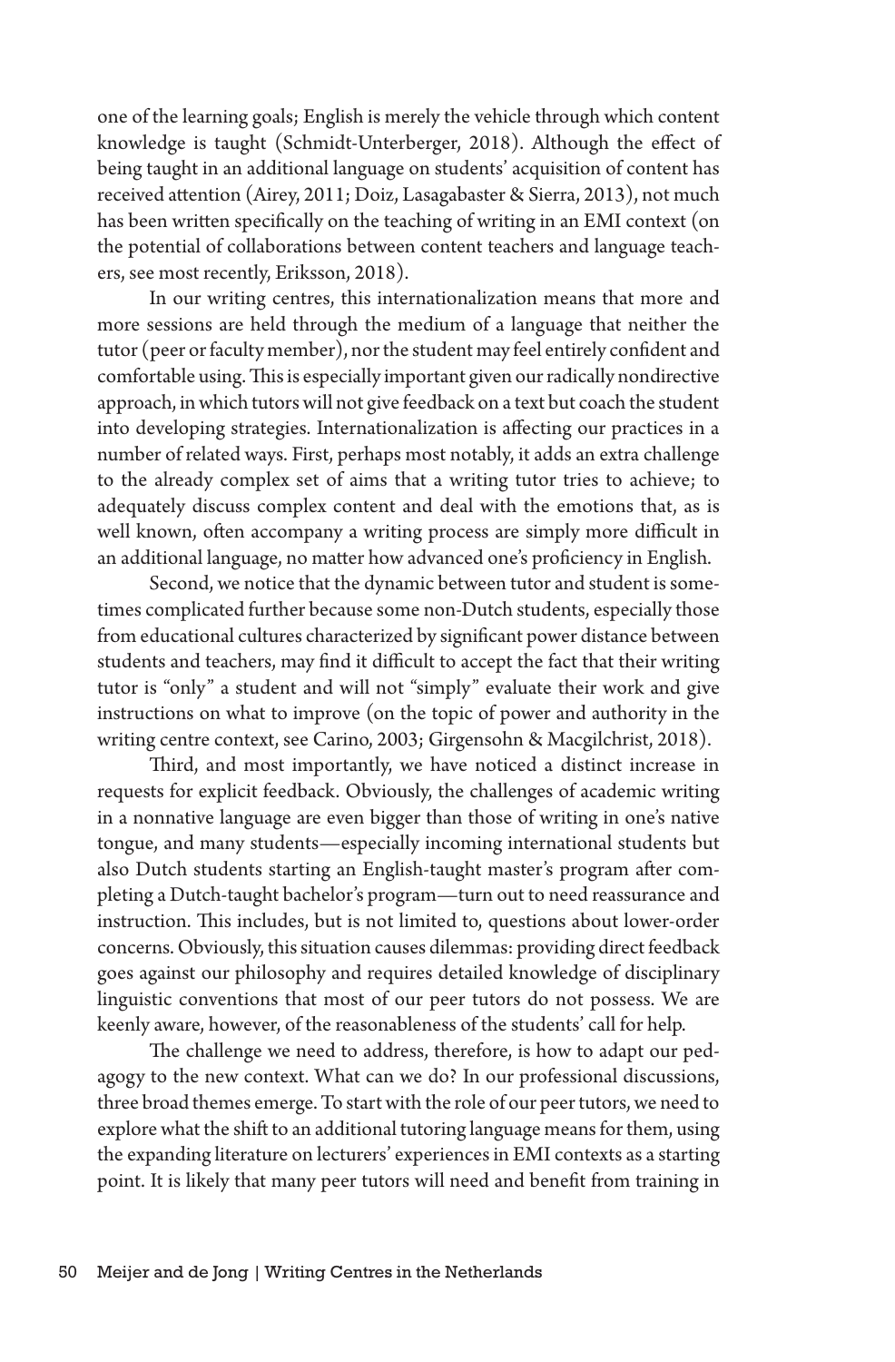one of the learning goals; English is merely the vehicle through which content knowledge is taught (Schmidt-Unterberger, 2018). Although the effect of being taught in an additional language on students' acquisition of content has received attention (Airey, 2011; Doiz, Lasagabaster & Sierra, 2013), not much has been written specifically on the teaching of writing in an EMI context (on the potential of collaborations between content teachers and language teachers, see most recently, Eriksson, 2018).

In our writing centres, this internationalization means that more and more sessions are held through the medium of a language that neither the tutor (peer or faculty member), nor the student may feel entirely confident and comfortable using. This is especially important given our radically nondirective approach, in which tutors will not give feedback on a text but coach the student into developing strategies. Internationalization is affecting our practices in a number of related ways. First, perhaps most notably, it adds an extra challenge to the already complex set of aims that a writing tutor tries to achieve; to adequately discuss complex content and deal with the emotions that, as is well known, often accompany a writing process are simply more difficult in an additional language, no matter how advanced one's proficiency in English.

Second, we notice that the dynamic between tutor and student is sometimes complicated further because some non-Dutch students, especially those from educational cultures characterized by significant power distance between students and teachers, may find it difficult to accept the fact that their writing tutor is "only" a student and will not "simply" evaluate their work and give instructions on what to improve (on the topic of power and authority in the writing centre context, see Carino, 2003; Girgensohn & Macgilchrist, 2018).

Third, and most importantly, we have noticed a distinct increase in requests for explicit feedback. Obviously, the challenges of academic writing in a nonnative language are even bigger than those of writing in one's native tongue, and many students—especially incoming international students but also Dutch students starting an English-taught master's program after completing a Dutch-taught bachelor's program—turn out to need reassurance and instruction. This includes, but is not limited to, questions about lower-order concerns. Obviously, this situation causes dilemmas: providing direct feedback goes against our philosophy and requires detailed knowledge of disciplinary linguistic conventions that most of our peer tutors do not possess. We are keenly aware, however, of the reasonableness of the students' call for help.

The challenge we need to address, therefore, is how to adapt our pedagogy to the new context. What can we do? In our professional discussions, three broad themes emerge. To start with the role of our peer tutors, we need to explore what the shift to an additional tutoring language means for them, using the expanding literature on lecturers' experiences in EMI contexts as a starting point. It is likely that many peer tutors will need and benefit from training in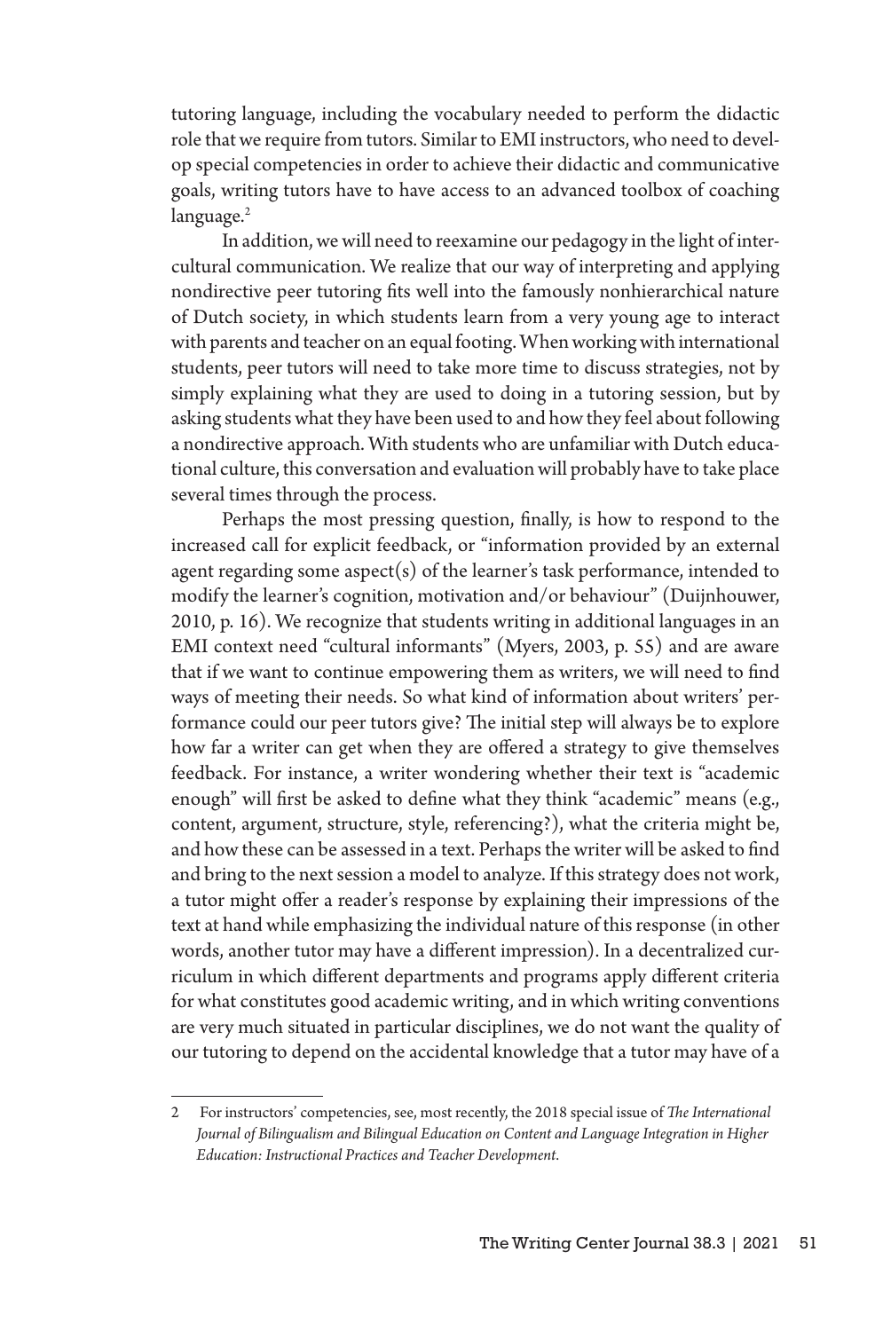tutoring language, including the vocabulary needed to perform the didactic role that we require from tutors. Similar to EMI instructors, who need to develop special competencies in order to achieve their didactic and communicative goals, writing tutors have to have access to an advanced toolbox of coaching language.[2]

In addition, we will need to reexamine our pedagogy in the light of intercultural communication. We realize that our way of interpreting and applying nondirective peer tutoring fits well into the famously nonhierarchical nature of Dutch society, in which students learn from a very young age to interact with parents and teacher on an equal footing. When working with international students, peer tutors will need to take more time to discuss strategies, not by simply explaining what they are used to doing in a tutoring session, but by asking students what they have been used to and how they feel about following a nondirective approach. With students who are unfamiliar with Dutch educational culture, this conversation and evaluation will probably have to take place several times through the process.

Perhaps the most pressing question, finally, is how to respond to the increased call for explicit feedback, or "information provided by an external agent regarding some aspect(s) of the learner's task performance, intended to modify the learner's cognition, motivation and/or behaviour" (Duijnhouwer, 2010, p. 16). We recognize that students writing in additional languages in an EMI context need "cultural informants" (Myers, 2003, p. 55) and are aware that if we want to continue empowering them as writers, we will need to find ways of meeting their needs. So what kind of information about writers' performance could our peer tutors give? The initial step will always be to explore how far a writer can get when they are offered a strategy to give themselves feedback. For instance, a writer wondering whether their text is "academic enough" will first be asked to define what they think "academic" means (e.g., content, argument, structure, style, referencing?), what the criteria might be, and how these can be assessed in a text. Perhaps the writer will be asked to find and bring to the next session a model to analyze. If this strategy does not work, a tutor might offer a reader's response by explaining their impressions of the text at hand while emphasizing the individual nature of this response (in other words, another tutor may have a different impression). In a decentralized curriculum in which different departments and programs apply different criteria for what constitutes good academic writing, and in which writing conventions are very much situated in particular disciplines, we do not want the quality of our tutoring to depend on the accidental knowledge that a tutor may have of a

---

2 For instructors' competencies, see, most recently, the 2018 special issue of *The International Journal of Bilingualism and Bilingual Education on Content and Language Integration in Higher Education: Instructional Practices and Teacher Development.*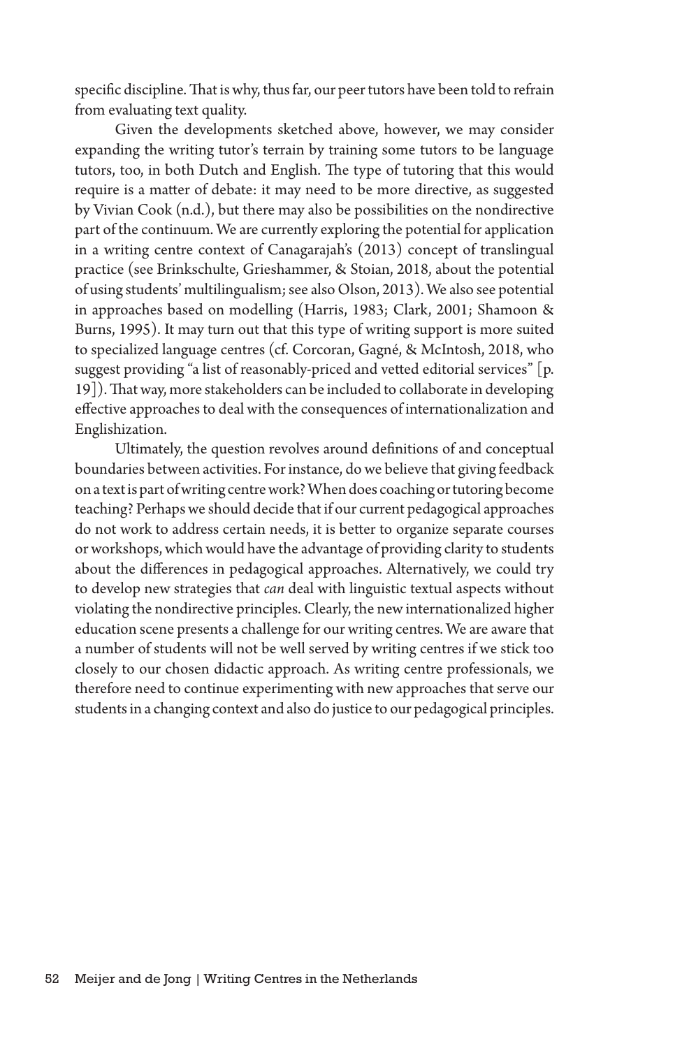specific discipline. That is why, thus far, our peer tutors have been told to refrain from evaluating text quality.

Given the developments sketched above, however, we may consider expanding the writing tutor's terrain by training some tutors to be language tutors, too, in both Dutch and English. The type of tutoring that this would require is a matter of debate: it may need to be more directive, as suggested by Vivian Cook (n.d.), but there may also be possibilities on the nondirective part of the continuum. We are currently exploring the potential for application in a writing centre context of Canagarajah's (2013) concept of translingual practice (see Brinkschulte, Grieshammer, & Stoian, 2018, about the potential of using students' multilingualism; see also Olson, 2013). We also see potential in approaches based on modelling (Harris, 1983; Clark, 2001; Shamoon & Burns, 1995). It may turn out that this type of writing support is more suited to specialized language centres (cf. Corcoran, Gagné, & McIntosh, 2018, who suggest providing "a list of reasonably-priced and vetted editorial services" [p. 19]). That way, more stakeholders can be included to collaborate in developing effective approaches to deal with the consequences of internationalization and Englishization.

Ultimately, the question revolves around definitions of and conceptual boundaries between activities. For instance, do we believe that giving feedback on a text is part of writing centre work? When does coaching or tutoring become teaching? Perhaps we should decide that if our current pedagogical approaches do not work to address certain needs, it is better to organize separate courses or workshops, which would have the advantage of providing clarity to students about the differences in pedagogical approaches. Alternatively, we could try to develop new strategies that *can* deal with linguistic textual aspects without violating the nondirective principles. Clearly, the new internationalized higher education scene presents a challenge for our writing centres. We are aware that a number of students will not be well served by writing centres if we stick too closely to our chosen didactic approach. As writing centre professionals, we therefore need to continue experimenting with new approaches that serve our students in a changing context and also do justice to our pedagogical principles.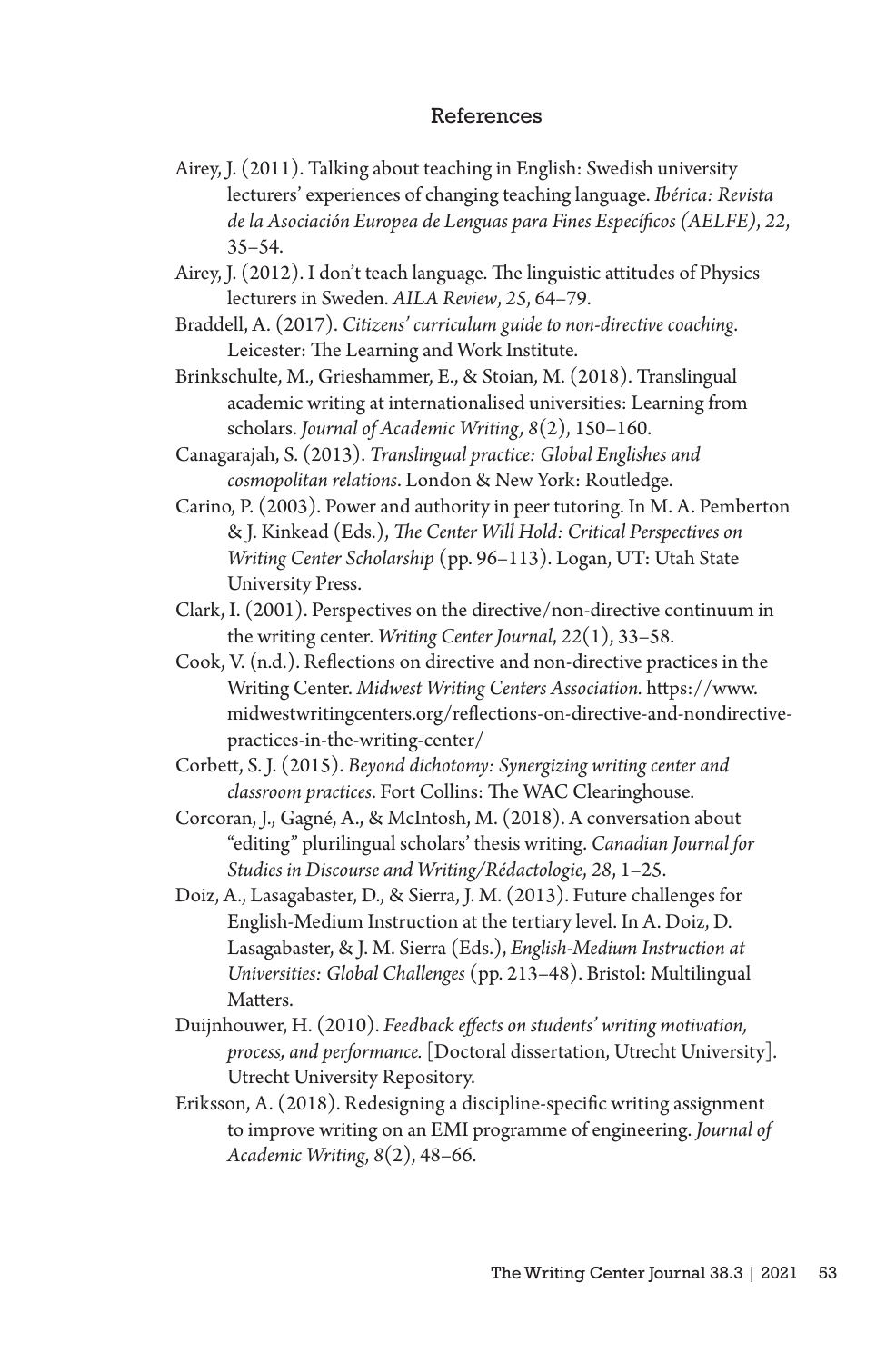## References

Airey, J. (2011). Talking about teaching in English: Swedish university lecturers' experiences of changing teaching language. *Ibérica: Revista de la Asociación Europea de Lenguas para Fines Específicos (AELFE)*, *22*, 35–54.

Airey, J. (2012). I don't teach language. The linguistic attitudes of Physics lecturers in Sweden. *AILA Review*, *25*, 64–79.

Braddell, A. (2017). *Citizens' curriculum guide to non-directive coaching*. Leicester: The Learning and Work Institute.

Brinkschulte, M., Grieshammer, E., & Stoian, M. (2018). Translingual academic writing at internationalised universities: Learning from scholars. *Journal of Academic Writing*, *8*(2), 150–160.

Canagarajah, S. (2013). *Translingual practice: Global Englishes and cosmopolitan relations*. London & New York: Routledge.

Carino, P. (2003). Power and authority in peer tutoring. In M. A. Pemberton & J. Kinkead (Eds.), *The Center Will Hold: Critical Perspectives on Writing Center Scholarship* (pp. 96–113). Logan, UT: Utah State University Press.

Clark, I. (2001). Perspectives on the directive/non-directive continuum in the writing center. *Writing Center Journal*, *22*(1), 33–58.

Cook, V. (n.d.). Reflections on directive and non-directive practices in the Writing Center. *Midwest Writing Centers Association.* https://www.midwestwritingcenters.org/reflections-on-directive-and-nondirective-practices-in-the-writing-center/

Corbett, S. J. (2015). *Beyond dichotomy: Synergizing writing center and classroom practices*. Fort Collins: The WAC Clearinghouse.

Corcoran, J., Gagné, A., & McIntosh, M. (2018). A conversation about "editing" plurilingual scholars' thesis writing. *Canadian Journal for Studies in Discourse and Writing/Rédactologie*, *28*, 1–25.

Doiz, A., Lasagabaster, D., & Sierra, J. M. (2013). Future challenges for English-Medium Instruction at the tertiary level. In A. Doiz, D. Lasagabaster, & J. M. Sierra (Eds.), *English-Medium Instruction at Universities: Global Challenges* (pp. 213–48). Bristol: Multilingual Matters.

Duijnhouwer, H. (2010). *Feedback effects on students' writing motivation, process, and performance.* [Doctoral dissertation, Utrecht University]. Utrecht University Repository.

Eriksson, A. (2018). Redesigning a discipline-specific writing assignment to improve writing on an EMI programme of engineering. *Journal of Academic Writing*, *8*(2), 48–66.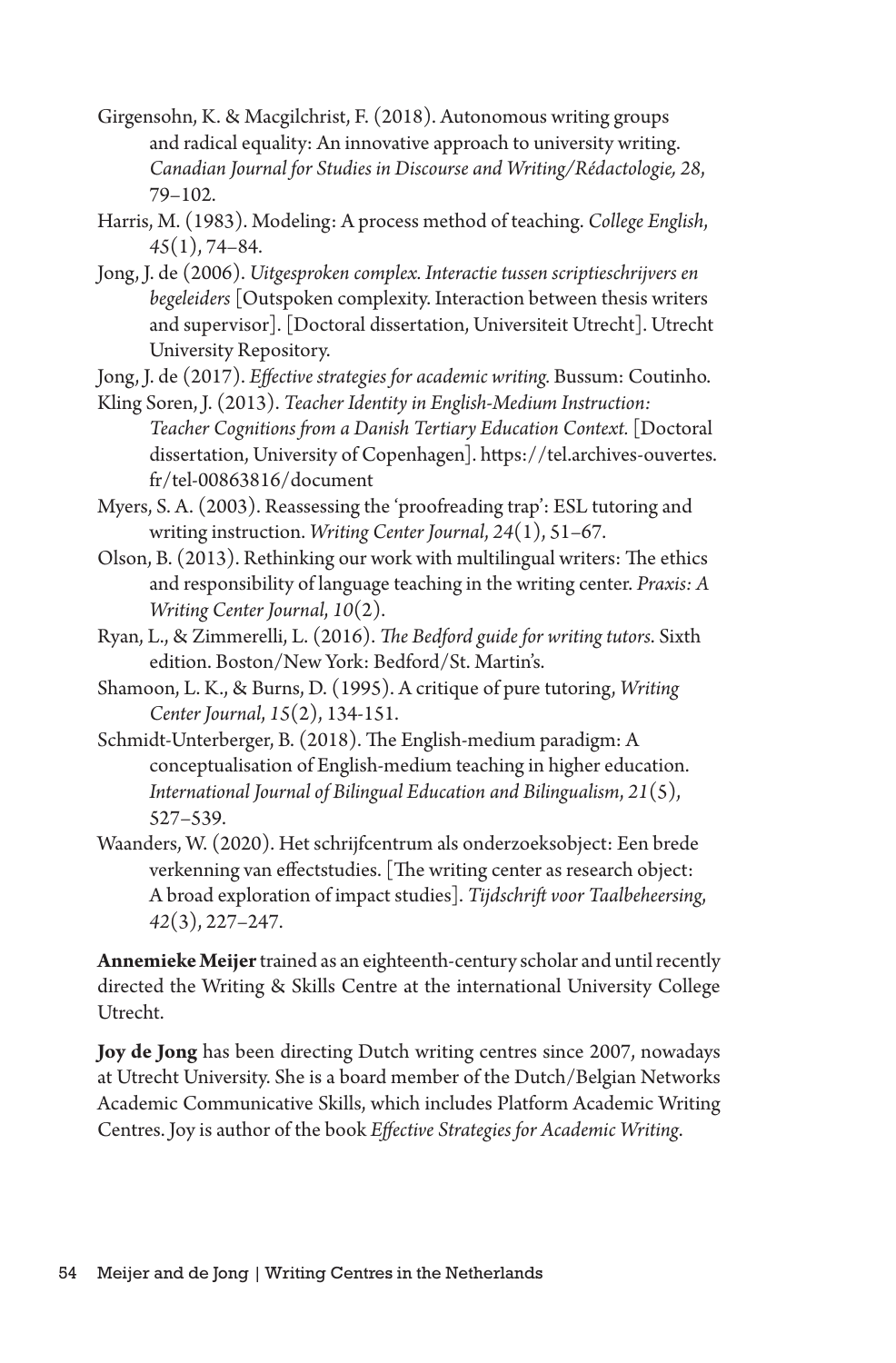Girgensohn, K. & Macgilchrist, F. (2018). Autonomous writing groups and radical equality: An innovative approach to university writing. *Canadian Journal for Studies in Discourse and Writing/Rédactologie, 28*, 79–102.

Harris, M. (1983). Modeling: A process method of teaching. *College English*, *45*(1), 74–84.

Jong, J. de (2006). *Uitgesproken complex. Interactie tussen scriptieschrijvers en begeleiders* [Outspoken complexity. Interaction between thesis writers and supervisor]. [Doctoral dissertation, Universiteit Utrecht]. Utrecht University Repository.

Jong, J. de (2017). *Effective strategies for academic writing.* Bussum: Coutinho.

Kling Soren, J. (2013). *Teacher Identity in English-Medium Instruction: Teacher Cognitions from a Danish Tertiary Education Context.* [Doctoral dissertation, University of Copenhagen]. https://tel.archives-ouvertes.fr/tel-00863816/document

Myers, S. A. (2003). Reassessing the 'proofreading trap': ESL tutoring and writing instruction. *Writing Center Journal*, *24*(1), 51–67.

Olson, B. (2013). Rethinking our work with multilingual writers: The ethics and responsibility of language teaching in the writing center. *Praxis: A Writing Center Journal*, *10*(2).

Ryan, L., & Zimmerelli, L. (2016). *The Bedford guide for writing tutors.* Sixth edition. Boston/New York: Bedford/St. Martin's.

Shamoon, L. K., & Burns, D. (1995). A critique of pure tutoring, *Writing Center Journal*, *15*(2), 134-151.

Schmidt-Unterberger, B. (2018). The English-medium paradigm: A conceptualisation of English-medium teaching in higher education. *International Journal of Bilingual Education and Bilingualism*, *21*(5), 527–539.

Waanders, W. (2020). Het schrijfcentrum als onderzoeksobject: Een brede verkenning van effectstudies. [The writing center as research object: A broad exploration of impact studies]. *Tijdschrift voor Taalbeheersing*, *42*(3), 227–247.

**Annemieke Meijer** trained as an eighteenth-century scholar and until recently directed the Writing & Skills Centre at the international University College Utrecht.

**Joy de Jong** has been directing Dutch writing centres since 2007, nowadays at Utrecht University. She is a board member of the Dutch/Belgian Networks Academic Communicative Skills, which includes Platform Academic Writing Centres. Joy is author of the book *Effective Strategies for Academic Writing*.